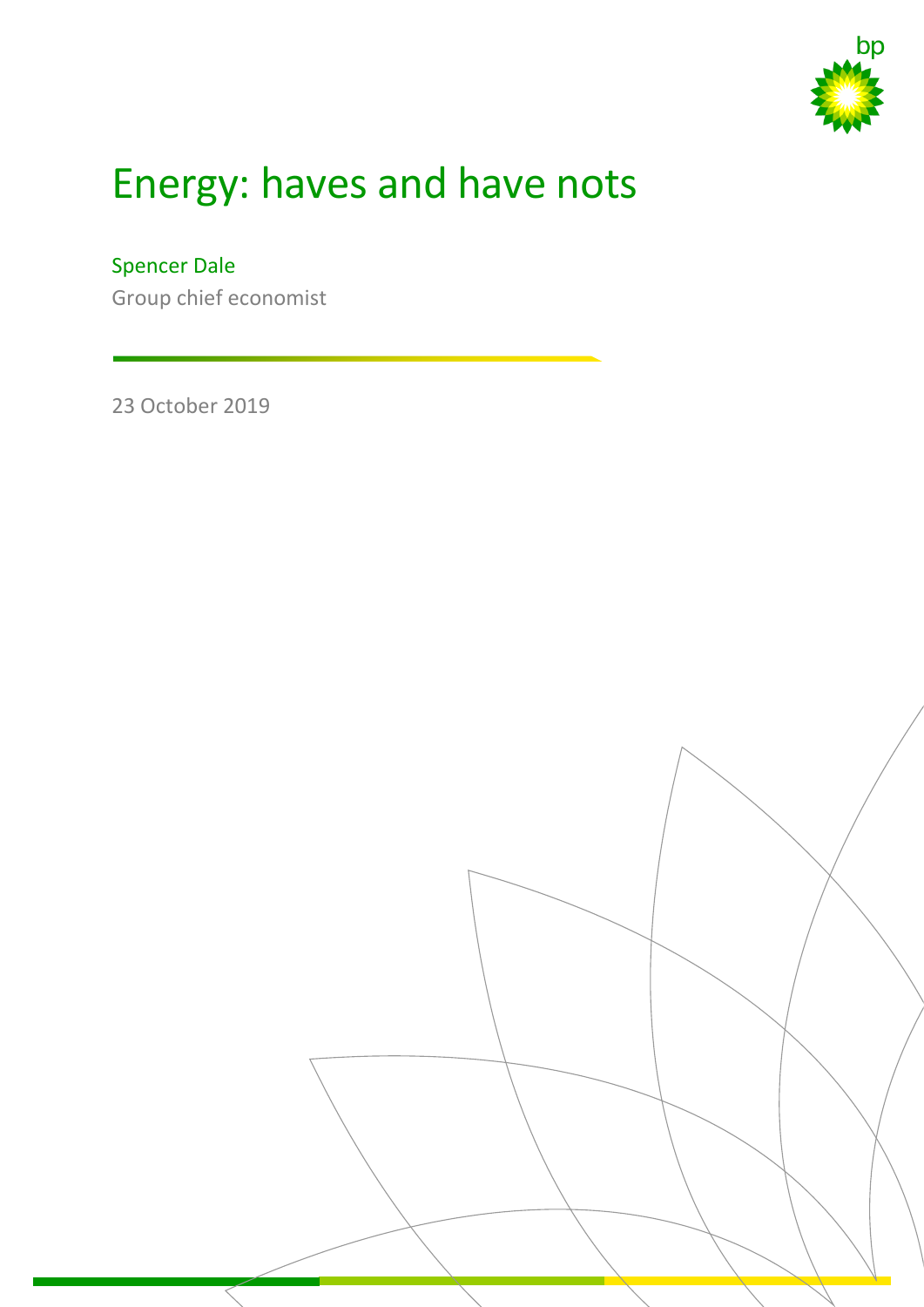# Energy: haves and have nots

Spencer Dale

Group chief economist

23 October 2019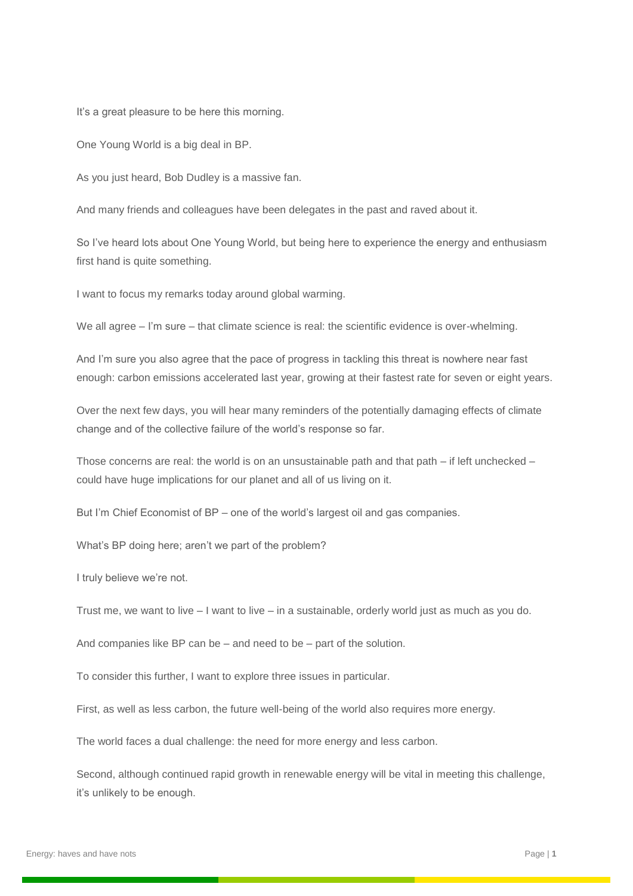It's a great pleasure to be here this morning.

One Young World is a big deal in BP.

As you just heard, Bob Dudley is a massive fan.

And many friends and colleagues have been delegates in the past and raved about it.

So I've heard lots about One Young World, but being here to experience the energy and enthusiasm first hand is quite something.

I want to focus my remarks today around global warming.

We all agree – I'm sure – that climate science is real: the scientific evidence is over-whelming.

And I'm sure you also agree that the pace of progress in tackling this threat is nowhere near fast enough: carbon emissions accelerated last year, growing at their fastest rate for seven or eight years.

Over the next few days, you will hear many reminders of the potentially damaging effects of climate change and of the collective failure of the world's response so far.

Those concerns are real: the world is on an unsustainable path and that path – if left unchecked – could have huge implications for our planet and all of us living on it.

But I'm Chief Economist of BP – one of the world's largest oil and gas companies.

What's BP doing here; aren't we part of the problem?

I truly believe we're not.

Trust me, we want to live – I want to live – in a sustainable, orderly world just as much as you do.

And companies like BP can be – and need to be – part of the solution.

To consider this further, I want to explore three issues in particular.

First, as well as less carbon, the future well-being of the world also requires more energy.

The world faces a dual challenge: the need for more energy and less carbon.

Second, although continued rapid growth in renewable energy will be vital in meeting this challenge, it's unlikely to be enough.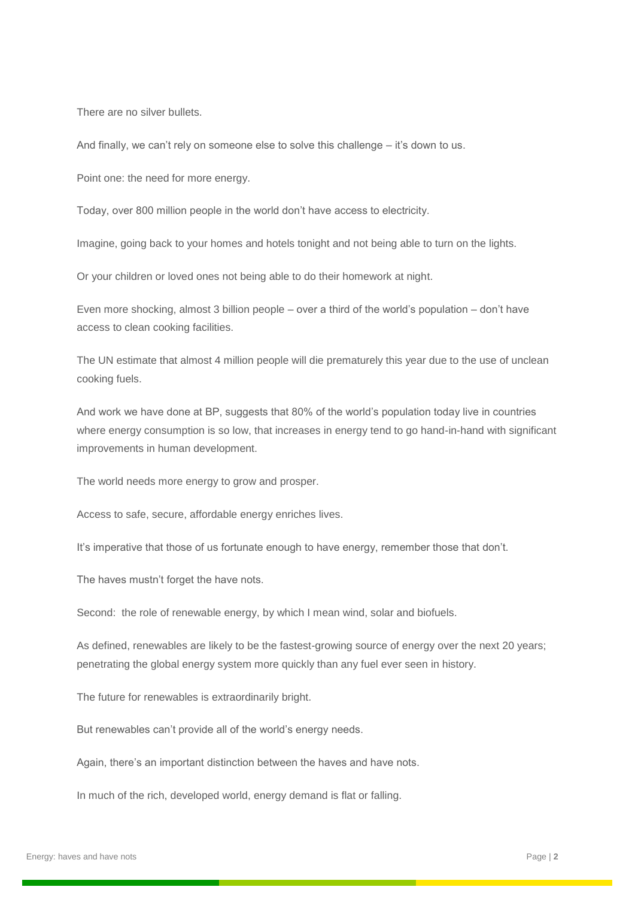There are no silver bullets.

And finally, we can’t rely on someone else to solve this challenge – it’s down to us.

Point one: the need for more energy.

Today, over 800 million people in the world don’t have access to electricity.

Imagine, going back to your homes and hotels tonight and not being able to turn on the lights.

Or your children or loved ones not being able to do their homework at night.

Even more shocking, almost 3 billion people – over a third of the world’s population – don’t have access to clean cooking facilities.

The UN estimate that almost 4 million people will die prematurely this year due to the use of unclean cooking fuels.

And work we have done at BP, suggests that 80% of the world’s population today live in countries where energy consumption is so low, that increases in energy tend to go hand-in-hand with significant improvements in human development.

The world needs more energy to grow and prosper.

Access to safe, secure, affordable energy enriches lives.

It’s imperative that those of us fortunate enough to have energy, remember those that don’t.

The haves mustn’t forget the have nots.

Second: the role of renewable energy, by which I mean wind, solar and biofuels.

As defined, renewables are likely to be the fastest-growing source of energy over the next 20 years; penetrating the global energy system more quickly than any fuel ever seen in history.

The future for renewables is extraordinarily bright.

But renewables can’t provide all of the world’s energy needs.

Again, there’s an important distinction between the haves and have nots.

In much of the rich, developed world, energy demand is flat or falling.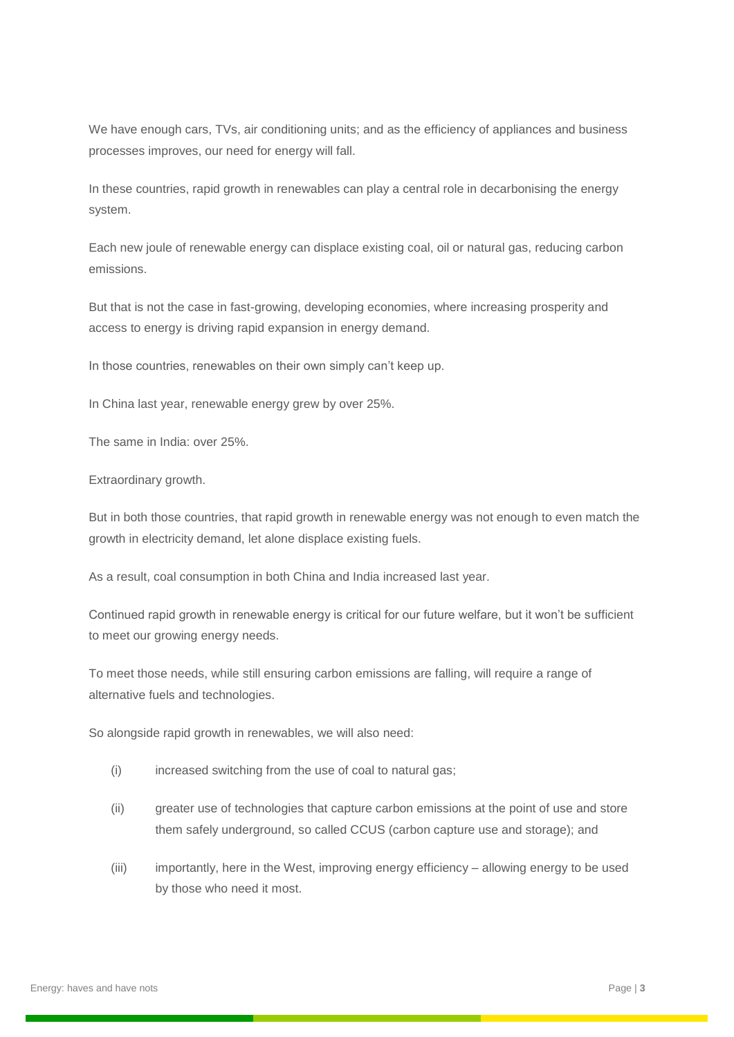We have enough cars, TVs, air conditioning units; and as the efficiency of appliances and business processes improves, our need for energy will fall.

In these countries, rapid growth in renewables can play a central role in decarbonising the energy system.

Each new joule of renewable energy can displace existing coal, oil or natural gas, reducing carbon emissions.

But that is not the case in fast-growing, developing economies, where increasing prosperity and access to energy is driving rapid expansion in energy demand.

In those countries, renewables on their own simply can't keep up.

In China last year, renewable energy grew by over 25%.

The same in India: over 25%.

Extraordinary growth.

But in both those countries, that rapid growth in renewable energy was not enough to even match the growth in electricity demand, let alone displace existing fuels.

As a result, coal consumption in both China and India increased last year.

Continued rapid growth in renewable energy is critical for our future welfare, but it won't be sufficient to meet our growing energy needs.

To meet those needs, while still ensuring carbon emissions are falling, will require a range of alternative fuels and technologies.

So alongside rapid growth in renewables, we will also need:

(i) increased switching from the use of coal to natural gas;

(ii) greater use of technologies that capture carbon emissions at the point of use and store them safely underground, so called CCUS (carbon capture use and storage); and

(iii) importantly, here in the West, improving energy efficiency – allowing energy to be used by those who need it most.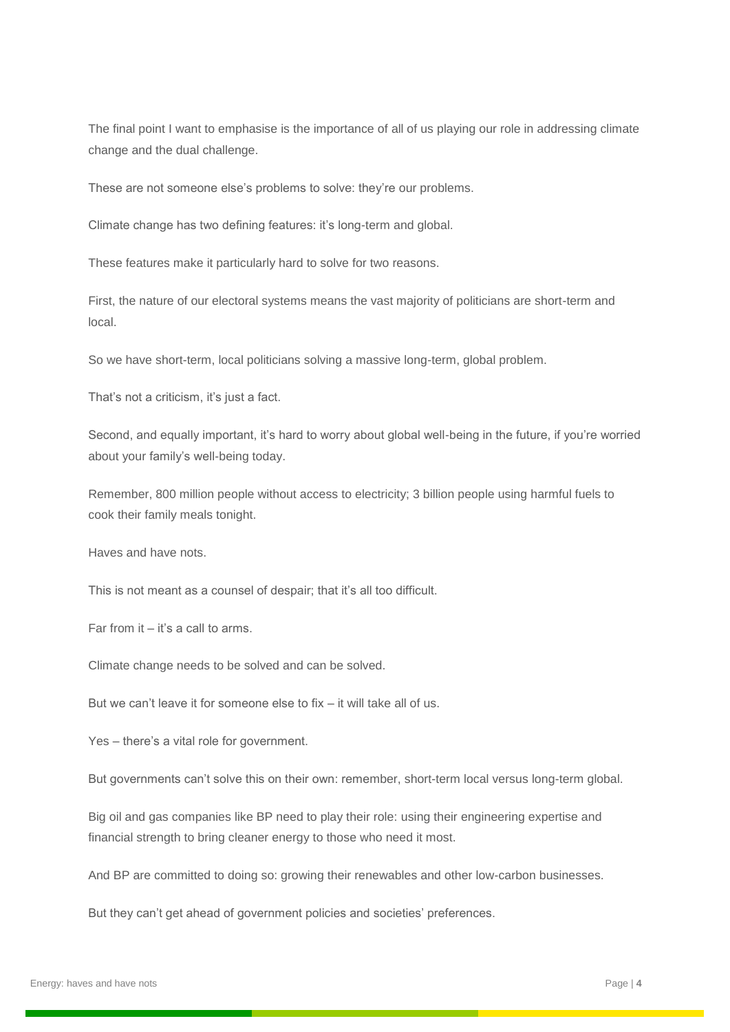The final point I want to emphasise is the importance of all of us playing our role in addressing climate change and the dual challenge.

These are not someone else's problems to solve: they're our problems.

Climate change has two defining features: it's long-term and global.

These features make it particularly hard to solve for two reasons.

First, the nature of our electoral systems means the vast majority of politicians are short-term and local.

So we have short-term, local politicians solving a massive long-term, global problem.

That's not a criticism, it's just a fact.

Second, and equally important, it's hard to worry about global well-being in the future, if you're worried about your family's well-being today.

Remember, 800 million people without access to electricity; 3 billion people using harmful fuels to cook their family meals tonight.

Haves and have nots.

This is not meant as a counsel of despair; that it's all too difficult.

Far from it – it's a call to arms.

Climate change needs to be solved and can be solved.

But we can't leave it for someone else to fix – it will take all of us.

Yes – there's a vital role for government.

But governments can't solve this on their own: remember, short-term local versus long-term global.

Big oil and gas companies like BP need to play their role: using their engineering expertise and financial strength to bring cleaner energy to those who need it most.

And BP are committed to doing so: growing their renewables and other low-carbon businesses.

But they can't get ahead of government policies and societies' preferences.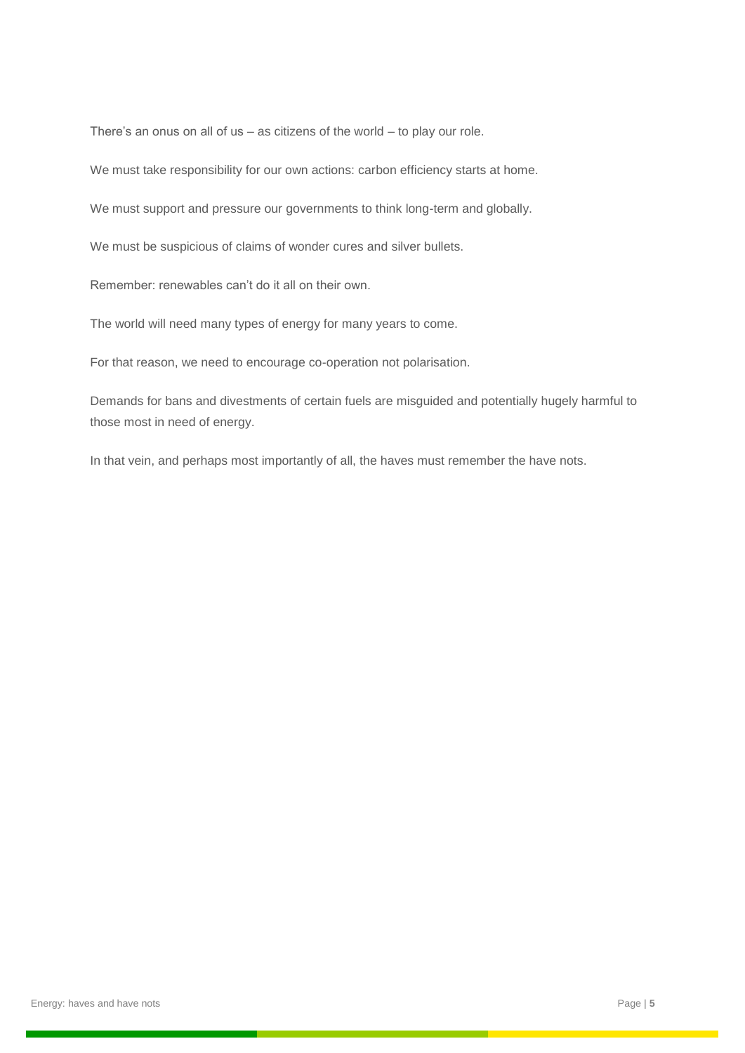There's an onus on all of us – as citizens of the world – to play our role.

We must take responsibility for our own actions: carbon efficiency starts at home.

We must support and pressure our governments to think long-term and globally.

We must be suspicious of claims of wonder cures and silver bullets.

Remember: renewables can't do it all on their own.

The world will need many types of energy for many years to come.

For that reason, we need to encourage co-operation not polarisation.

Demands for bans and divestments of certain fuels are misguided and potentially hugely harmful to those most in need of energy.

In that vein, and perhaps most importantly of all, the haves must remember the have nots.